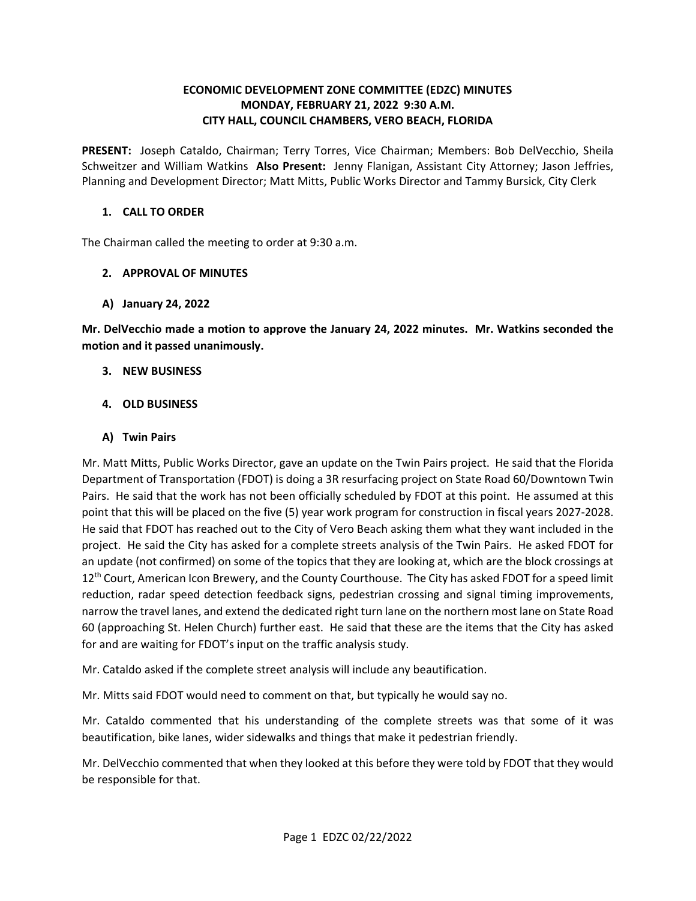**ECONOMIC DEVELOPMENT ZONE COMMITTEE (EDZC) MINUTES**
**MONDAY, FEBRUARY 21, 2022 9:30 A.M.**
**CITY HALL, COUNCIL CHAMBERS, VERO BEACH, FLORIDA**

**PRESENT:** Joseph Cataldo, Chairman; Terry Torres, Vice Chairman; Members: Bob DelVecchio, Sheila Schweitzer and William Watkins **Also Present:** Jenny Flanigan, Assistant City Attorney; Jason Jeffries, Planning and Development Director; Matt Mitts, Public Works Director and Tammy Bursick, City Clerk

## 1. CALL TO ORDER

The Chairman called the meeting to order at 9:30 a.m.

## 2. APPROVAL OF MINUTES

### A) January 24, 2022

**Mr. DelVecchio made a motion to approve the January 24, 2022 minutes. Mr. Watkins seconded the motion and it passed unanimously.**

## 3. NEW BUSINESS

## 4. OLD BUSINESS

### A) Twin Pairs

Mr. Matt Mitts, Public Works Director, gave an update on the Twin Pairs project. He said that the Florida Department of Transportation (FDOT) is doing a 3R resurfacing project on State Road 60/Downtown Twin Pairs. He said that the work has not been officially scheduled by FDOT at this point. He assumed at this point that this will be placed on the five (5) year work program for construction in fiscal years 2027-2028. He said that FDOT has reached out to the City of Vero Beach asking them what they want included in the project. He said the City has asked for a complete streets analysis of the Twin Pairs. He asked FDOT for an update (not confirmed) on some of the topics that they are looking at, which are the block crossings at 12th Court, American Icon Brewery, and the County Courthouse. The City has asked FDOT for a speed limit reduction, radar speed detection feedback signs, pedestrian crossing and signal timing improvements, narrow the travel lanes, and extend the dedicated right turn lane on the northern most lane on State Road 60 (approaching St. Helen Church) further east. He said that these are the items that the City has asked for and are waiting for FDOT's input on the traffic analysis study.

Mr. Cataldo asked if the complete street analysis will include any beautification.

Mr. Mitts said FDOT would need to comment on that, but typically he would say no.

Mr. Cataldo commented that his understanding of the complete streets was that some of it was beautification, bike lanes, wider sidewalks and things that make it pedestrian friendly.

Mr. DelVecchio commented that when they looked at this before they were told by FDOT that they would be responsible for that.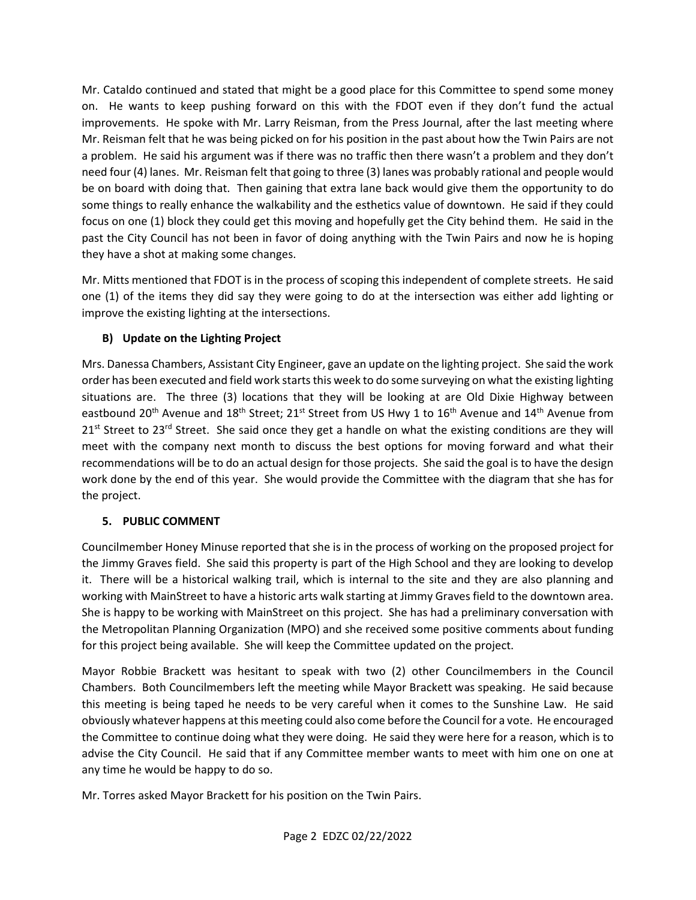Mr. Cataldo continued and stated that might be a good place for this Committee to spend some money on. He wants to keep pushing forward on this with the FDOT even if they don't fund the actual improvements. He spoke with Mr. Larry Reisman, from the Press Journal, after the last meeting where Mr. Reisman felt that he was being picked on for his position in the past about how the Twin Pairs are not a problem. He said his argument was if there was no traffic then there wasn't a problem and they don't need four (4) lanes. Mr. Reisman felt that going to three (3) lanes was probably rational and people would be on board with doing that. Then gaining that extra lane back would give them the opportunity to do some things to really enhance the walkability and the esthetics value of downtown. He said if they could focus on one (1) block they could get this moving and hopefully get the City behind them. He said in the past the City Council has not been in favor of doing anything with the Twin Pairs and now he is hoping they have a shot at making some changes.

Mr. Mitts mentioned that FDOT is in the process of scoping this independent of complete streets. He said one (1) of the items they did say they were going to do at the intersection was either add lighting or improve the existing lighting at the intersections.

**B) Update on the Lighting Project**

Mrs. Danessa Chambers, Assistant City Engineer, gave an update on the lighting project. She said the work order has been executed and field work starts this week to do some surveying on what the existing lighting situations are. The three (3) locations that they will be looking at are Old Dixie Highway between eastbound 20th Avenue and 18th Street; 21st Street from US Hwy 1 to 16th Avenue and 14th Avenue from 21st Street to 23rd Street. She said once they get a handle on what the existing conditions are they will meet with the company next month to discuss the best options for moving forward and what their recommendations will be to do an actual design for those projects. She said the goal is to have the design work done by the end of this year. She would provide the Committee with the diagram that she has for the project.

## 5. PUBLIC COMMENT

Councilmember Honey Minuse reported that she is in the process of working on the proposed project for the Jimmy Graves field. She said this property is part of the High School and they are looking to develop it. There will be a historical walking trail, which is internal to the site and they are also planning and working with MainStreet to have a historic arts walk starting at Jimmy Graves field to the downtown area. She is happy to be working with MainStreet on this project. She has had a preliminary conversation with the Metropolitan Planning Organization (MPO) and she received some positive comments about funding for this project being available. She will keep the Committee updated on the project.

Mayor Robbie Brackett was hesitant to speak with two (2) other Councilmembers in the Council Chambers. Both Councilmembers left the meeting while Mayor Brackett was speaking. He said because this meeting is being taped he needs to be very careful when it comes to the Sunshine Law. He said obviously whatever happens at this meeting could also come before the Council for a vote. He encouraged the Committee to continue doing what they were doing. He said they were here for a reason, which is to advise the City Council. He said that if any Committee member wants to meet with him one on one at any time he would be happy to do so.

Mr. Torres asked Mayor Brackett for his position on the Twin Pairs.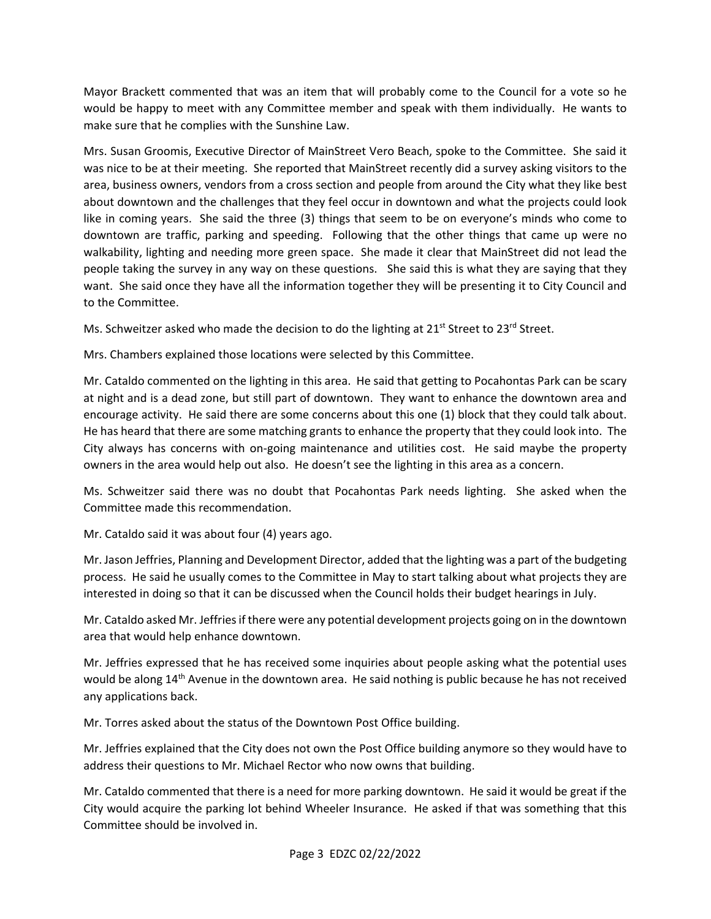Mayor Brackett commented that was an item that will probably come to the Council for a vote so he would be happy to meet with any Committee member and speak with them individually. He wants to make sure that he complies with the Sunshine Law.

Mrs. Susan Groomis, Executive Director of MainStreet Vero Beach, spoke to the Committee. She said it was nice to be at their meeting. She reported that MainStreet recently did a survey asking visitors to the area, business owners, vendors from a cross section and people from around the City what they like best about downtown and the challenges that they feel occur in downtown and what the projects could look like in coming years. She said the three (3) things that seem to be on everyone's minds who come to downtown are traffic, parking and speeding. Following that the other things that came up were no walkability, lighting and needing more green space. She made it clear that MainStreet did not lead the people taking the survey in any way on these questions. She said this is what they are saying that they want. She said once they have all the information together they will be presenting it to City Council and to the Committee.

Ms. Schweitzer asked who made the decision to do the lighting at 21st Street to 23rd Street.

Mrs. Chambers explained those locations were selected by this Committee.

Mr. Cataldo commented on the lighting in this area. He said that getting to Pocahontas Park can be scary at night and is a dead zone, but still part of downtown. They want to enhance the downtown area and encourage activity. He said there are some concerns about this one (1) block that they could talk about. He has heard that there are some matching grants to enhance the property that they could look into. The City always has concerns with on-going maintenance and utilities cost. He said maybe the property owners in the area would help out also. He doesn't see the lighting in this area as a concern.

Ms. Schweitzer said there was no doubt that Pocahontas Park needs lighting. She asked when the Committee made this recommendation.

Mr. Cataldo said it was about four (4) years ago.

Mr. Jason Jeffries, Planning and Development Director, added that the lighting was a part of the budgeting process. He said he usually comes to the Committee in May to start talking about what projects they are interested in doing so that it can be discussed when the Council holds their budget hearings in July.

Mr. Cataldo asked Mr. Jeffries if there were any potential development projects going on in the downtown area that would help enhance downtown.

Mr. Jeffries expressed that he has received some inquiries about people asking what the potential uses would be along 14th Avenue in the downtown area. He said nothing is public because he has not received any applications back.

Mr. Torres asked about the status of the Downtown Post Office building.

Mr. Jeffries explained that the City does not own the Post Office building anymore so they would have to address their questions to Mr. Michael Rector who now owns that building.

Mr. Cataldo commented that there is a need for more parking downtown. He said it would be great if the City would acquire the parking lot behind Wheeler Insurance. He asked if that was something that this Committee should be involved in.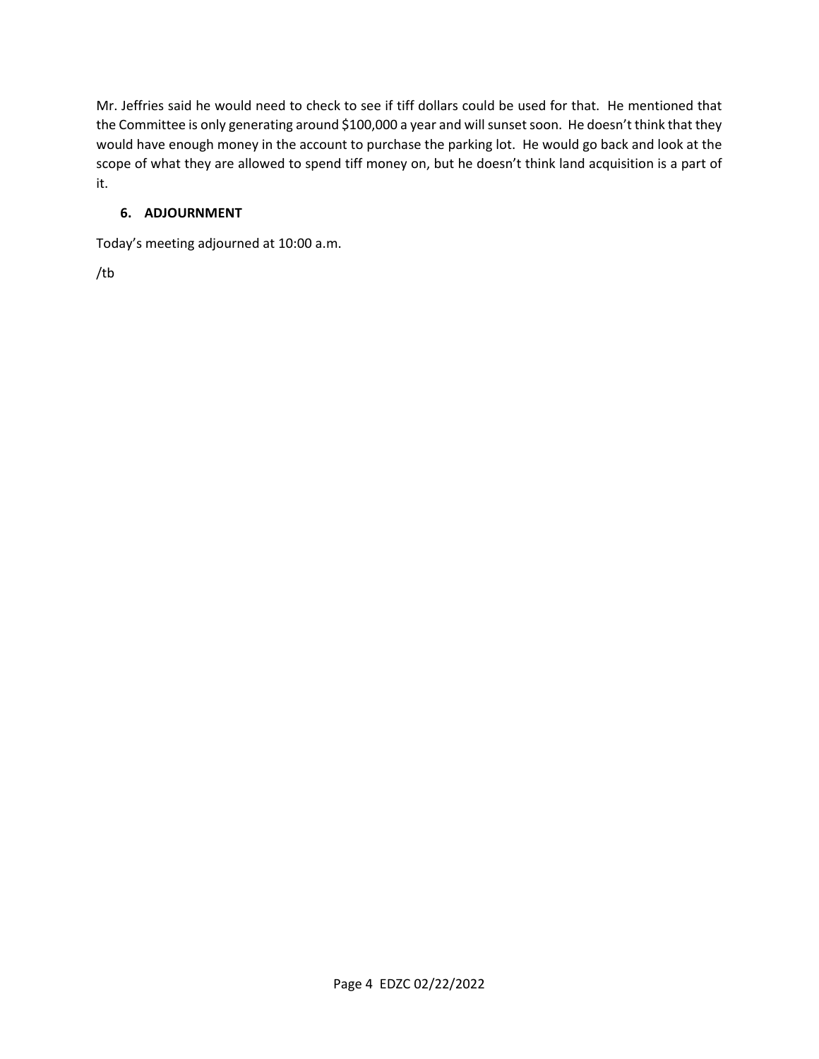Mr. Jeffries said he would need to check to see if tiff dollars could be used for that. He mentioned that the Committee is only generating around $100,000 a year and will sunset soon. He doesn't think that they would have enough money in the account to purchase the parking lot. He would go back and look at the scope of what they are allowed to spend tiff money on, but he doesn't think land acquisition is a part of it.

### 6. ADJOURNMENT

Today's meeting adjourned at 10:00 a.m.

/tb